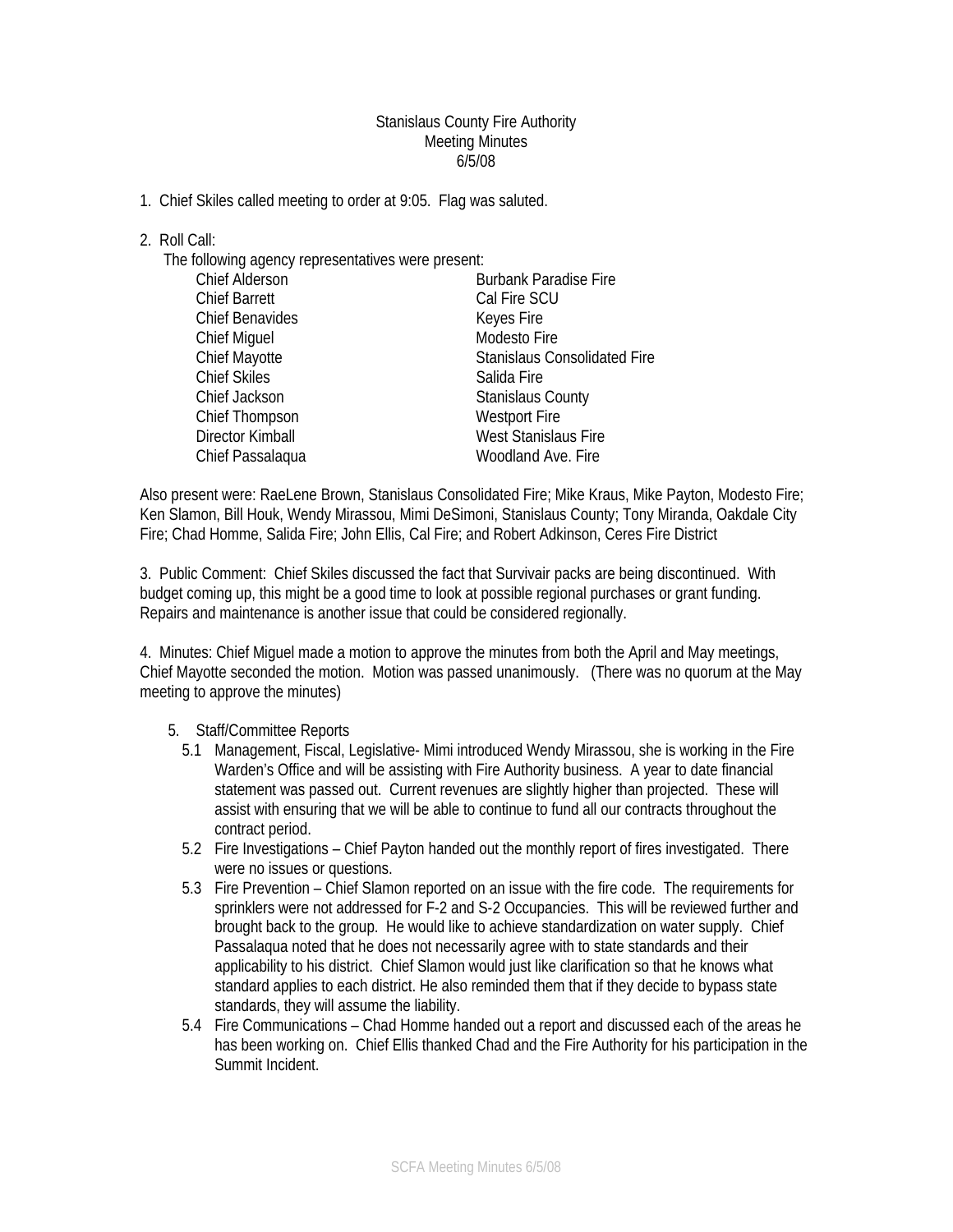# Stanislaus County Fire Authority
## Meeting Minutes
## 6/5/08

1. Chief Skiles called meeting to order at 9:05. Flag was saluted.

2. Roll Call:

   The following agency representatives were present:

| | |
|---|---|
| Chief Alderson | Burbank Paradise Fire |
| Chief Barrett | Cal Fire SCU |
| Chief Benavides | Keyes Fire |
| Chief Miguel | Modesto Fire |
| Chief Mayotte | Stanislaus Consolidated Fire |
| Chief Skiles | Salida Fire |
| Chief Jackson | Stanislaus County |
| Chief Thompson | Westport Fire |
| Director Kimball | West Stanislaus Fire |
| Chief Passalaqua | Woodland Ave. Fire |

Also present were: RaeLene Brown, Stanislaus Consolidated Fire; Mike Kraus, Mike Payton, Modesto Fire; Ken Slamon, Bill Houk, Wendy Mirassou, Mimi DeSimoni, Stanislaus County; Tony Miranda, Oakdale City Fire; Chad Homme, Salida Fire; John Ellis, Cal Fire; and Robert Adkinson, Ceres Fire District

3. Public Comment: Chief Skiles discussed the fact that Survivair packs are being discontinued. With budget coming up, this might be a good time to look at possible regional purchases or grant funding. Repairs and maintenance is another issue that could be considered regionally.

4. Minutes: Chief Miguel made a motion to approve the minutes from both the April and May meetings, Chief Mayotte seconded the motion. Motion was passed unanimously. (There was no quorum at the May meeting to approve the minutes)

5. Staff/Committee Reports
   - 5.1 Management, Fiscal, Legislative- Mimi introduced Wendy Mirassou, she is working in the Fire Warden's Office and will be assisting with Fire Authority business. A year to date financial statement was passed out. Current revenues are slightly higher than projected. These will assist with ensuring that we will be able to continue to fund all our contracts throughout the contract period.
   - 5.2 Fire Investigations – Chief Payton handed out the monthly report of fires investigated. There were no issues or questions.
   - 5.3 Fire Prevention – Chief Slamon reported on an issue with the fire code. The requirements for sprinklers were not addressed for F-2 and S-2 Occupancies. This will be reviewed further and brought back to the group. He would like to achieve standardization on water supply. Chief Passalaqua noted that he does not necessarily agree with to state standards and their applicability to his district. Chief Slamon would just like clarification so that he knows what standard applies to each district. He also reminded them that if they decide to bypass state standards, they will assume the liability.
   - 5.4 Fire Communications – Chad Homme handed out a report and discussed each of the areas he has been working on. Chief Ellis thanked Chad and the Fire Authority for his participation in the Summit Incident.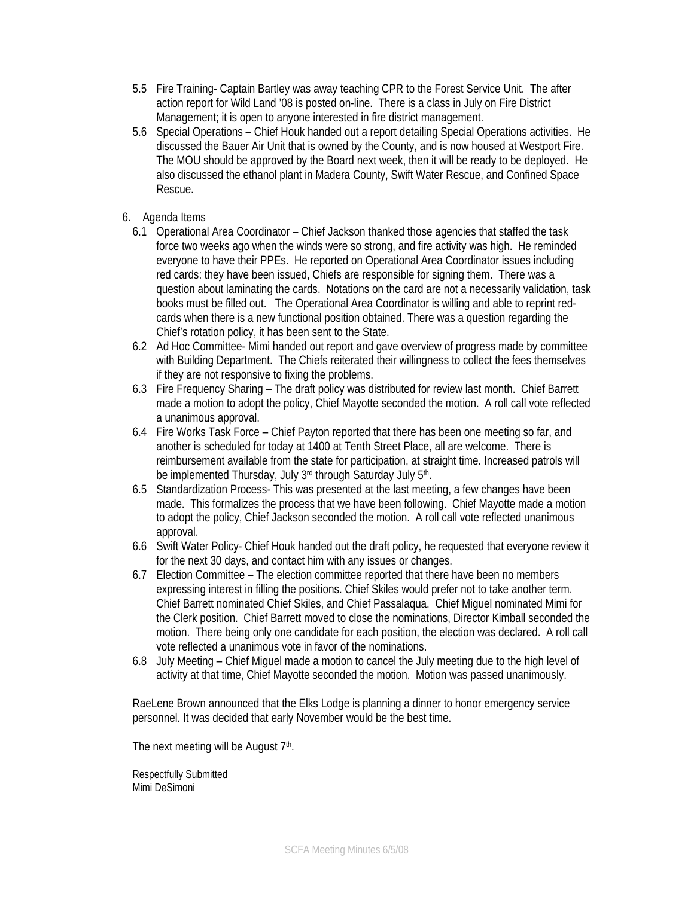5.5 Fire Training- Captain Bartley was away teaching CPR to the Forest Service Unit. The after action report for Wild Land '08 is posted on-line. There is a class in July on Fire District Management; it is open to anyone interested in fire district management.

5.6 Special Operations – Chief Houk handed out a report detailing Special Operations activities. He discussed the Bauer Air Unit that is owned by the County, and is now housed at Westport Fire. The MOU should be approved by the Board next week, then it will be ready to be deployed. He also discussed the ethanol plant in Madera County, Swift Water Rescue, and Confined Space Rescue.

6. Agenda Items

6.1 Operational Area Coordinator – Chief Jackson thanked those agencies that staffed the task force two weeks ago when the winds were so strong, and fire activity was high. He reminded everyone to have their PPEs. He reported on Operational Area Coordinator issues including red cards: they have been issued, Chiefs are responsible for signing them. There was a question about laminating the cards. Notations on the card are not a necessarily validation, task books must be filled out. The Operational Area Coordinator is willing and able to reprint red-cards when there is a new functional position obtained. There was a question regarding the Chief's rotation policy, it has been sent to the State.

6.2 Ad Hoc Committee- Mimi handed out report and gave overview of progress made by committee with Building Department. The Chiefs reiterated their willingness to collect the fees themselves if they are not responsive to fixing the problems.

6.3 Fire Frequency Sharing – The draft policy was distributed for review last month. Chief Barrett made a motion to adopt the policy, Chief Mayotte seconded the motion. A roll call vote reflected a unanimous approval.

6.4 Fire Works Task Force – Chief Payton reported that there has been one meeting so far, and another is scheduled for today at 1400 at Tenth Street Place, all are welcome. There is reimbursement available from the state for participation, at straight time. Increased patrols will be implemented Thursday, July 3rd through Saturday July 5th.

6.5 Standardization Process- This was presented at the last meeting, a few changes have been made. This formalizes the process that we have been following. Chief Mayotte made a motion to adopt the policy, Chief Jackson seconded the motion. A roll call vote reflected unanimous approval.

6.6 Swift Water Policy- Chief Houk handed out the draft policy, he requested that everyone review it for the next 30 days, and contact him with any issues or changes.

6.7 Election Committee – The election committee reported that there have been no members expressing interest in filling the positions. Chief Skiles would prefer not to take another term. Chief Barrett nominated Chief Skiles, and Chief Passalaqua. Chief Miguel nominated Mimi for the Clerk position. Chief Barrett moved to close the nominations, Director Kimball seconded the motion. There being only one candidate for each position, the election was declared. A roll call vote reflected a unanimous vote in favor of the nominations.

6.8 July Meeting – Chief Miguel made a motion to cancel the July meeting due to the high level of activity at that time, Chief Mayotte seconded the motion. Motion was passed unanimously.

RaeLene Brown announced that the Elks Lodge is planning a dinner to honor emergency service personnel. It was decided that early November would be the best time.

The next meeting will be August 7th.

Respectfully Submitted
Mimi DeSimoni